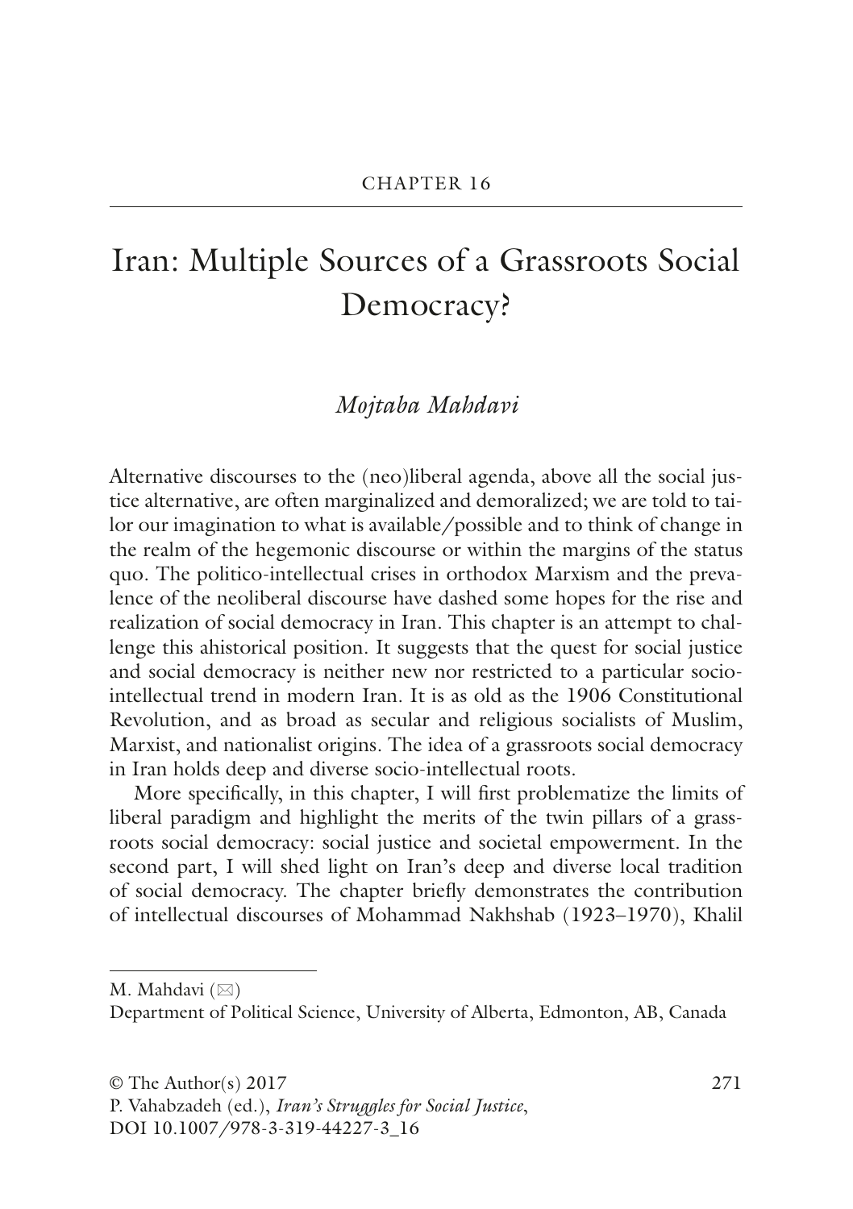CHAPTER 16

# Iran: Multiple Sources of a Grassroots Social Democracy?

*Mojtaba Mahdavi*

Alternative discourses to the (neo)liberal agenda, above all the social justice alternative, are often marginalized and demoralized; we are told to tailor our imagination to what is available/possible and to think of change in the realm of the hegemonic discourse or within the margins of the status quo. The politico-intellectual crises in orthodox Marxism and the prevalence of the neoliberal discourse have dashed some hopes for the rise and realization of social democracy in Iran. This chapter is an attempt to challenge this ahistorical position. It suggests that the quest for social justice and social democracy is neither new nor restricted to a particular socio-intellectual trend in modern Iran. It is as old as the 1906 Constitutional Revolution, and as broad as secular and religious socialists of Muslim, Marxist, and nationalist origins. The idea of a grassroots social democracy in Iran holds deep and diverse socio-intellectual roots.

More specifically, in this chapter, I will first problematize the limits of liberal paradigm and highlight the merits of the twin pillars of a grassroots social democracy: social justice and societal empowerment. In the second part, I will shed light on Iran's deep and diverse local tradition of social democracy. The chapter briefly demonstrates the contribution of intellectual discourses of Mohammad Nakhshab (1923–1970), Khalil

M. Mahdavi (✉)
Department of Political Science, University of Alberta, Edmonton, AB, Canada

© The Author(s) 2017
P. Vahabzadeh (ed.), *Iran's Struggles for Social Justice*,
DOI 10.1007/978-3-319-44227-3_16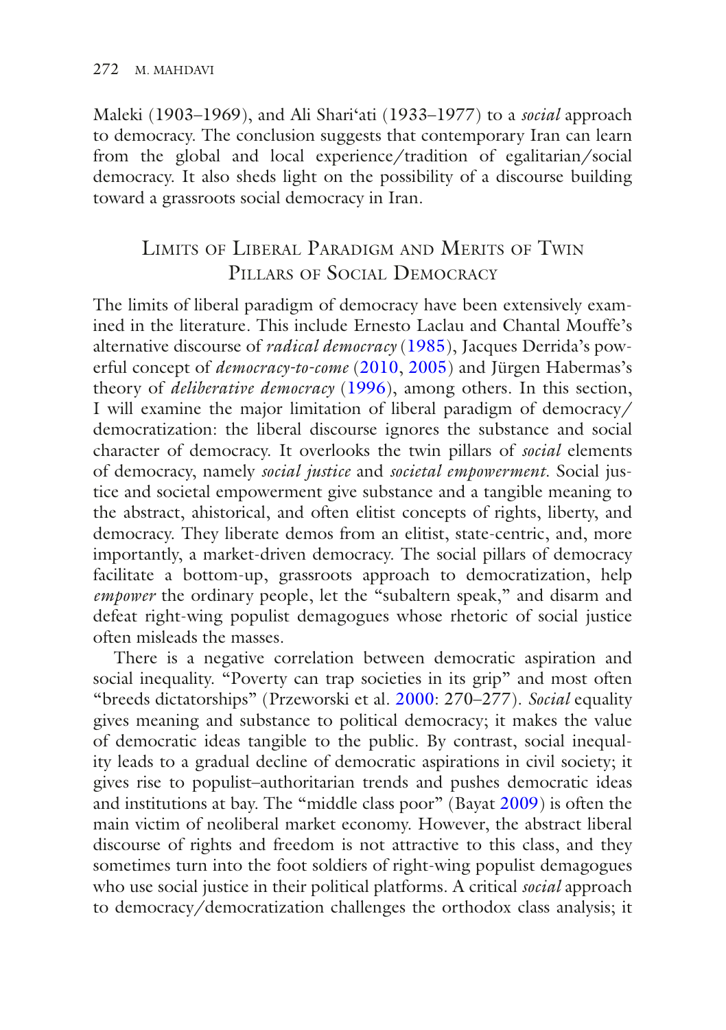Maleki (1903–1969), and Ali Shari'ati (1933–1977) to a *social* approach to democracy. The conclusion suggests that contemporary Iran can learn from the global and local experience/tradition of egalitarian/social democracy. It also sheds light on the possibility of a discourse building toward a grassroots social democracy in Iran.

## Limits of Liberal Paradigm and Merits of Twin Pillars of Social Democracy

The limits of liberal paradigm of democracy have been extensively examined in the literature. This include Ernesto Laclau and Chantal Mouffe's alternative discourse of *radical democracy* (1985), Jacques Derrida's powerful concept of *democracy-to-come* (2010, 2005) and Jürgen Habermas's theory of *deliberative democracy* (1996), among others. In this section, I will examine the major limitation of liberal paradigm of democracy/democratization: the liberal discourse ignores the substance and social character of democracy. It overlooks the twin pillars of *social* elements of democracy, namely *social justice* and *societal empowerment*. Social justice and societal empowerment give substance and a tangible meaning to the abstract, ahistorical, and often elitist concepts of rights, liberty, and democracy. They liberate demos from an elitist, state-centric, and, more importantly, a market-driven democracy. The social pillars of democracy facilitate a bottom-up, grassroots approach to democratization, help *empower* the ordinary people, let the "subaltern speak," and disarm and defeat right-wing populist demagogues whose rhetoric of social justice often misleads the masses.

There is a negative correlation between democratic aspiration and social inequality. "Poverty can trap societies in its grip" and most often "breeds dictatorships" (Przeworski et al. 2000: 270–277). *Social* equality gives meaning and substance to political democracy; it makes the value of democratic ideas tangible to the public. By contrast, social inequality leads to a gradual decline of democratic aspirations in civil society; it gives rise to populist–authoritarian trends and pushes democratic ideas and institutions at bay. The "middle class poor" (Bayat 2009) is often the main victim of neoliberal market economy. However, the abstract liberal discourse of rights and freedom is not attractive to this class, and they sometimes turn into the foot soldiers of right-wing populist demagogues who use social justice in their political platforms. A critical *social* approach to democracy/democratization challenges the orthodox class analysis; it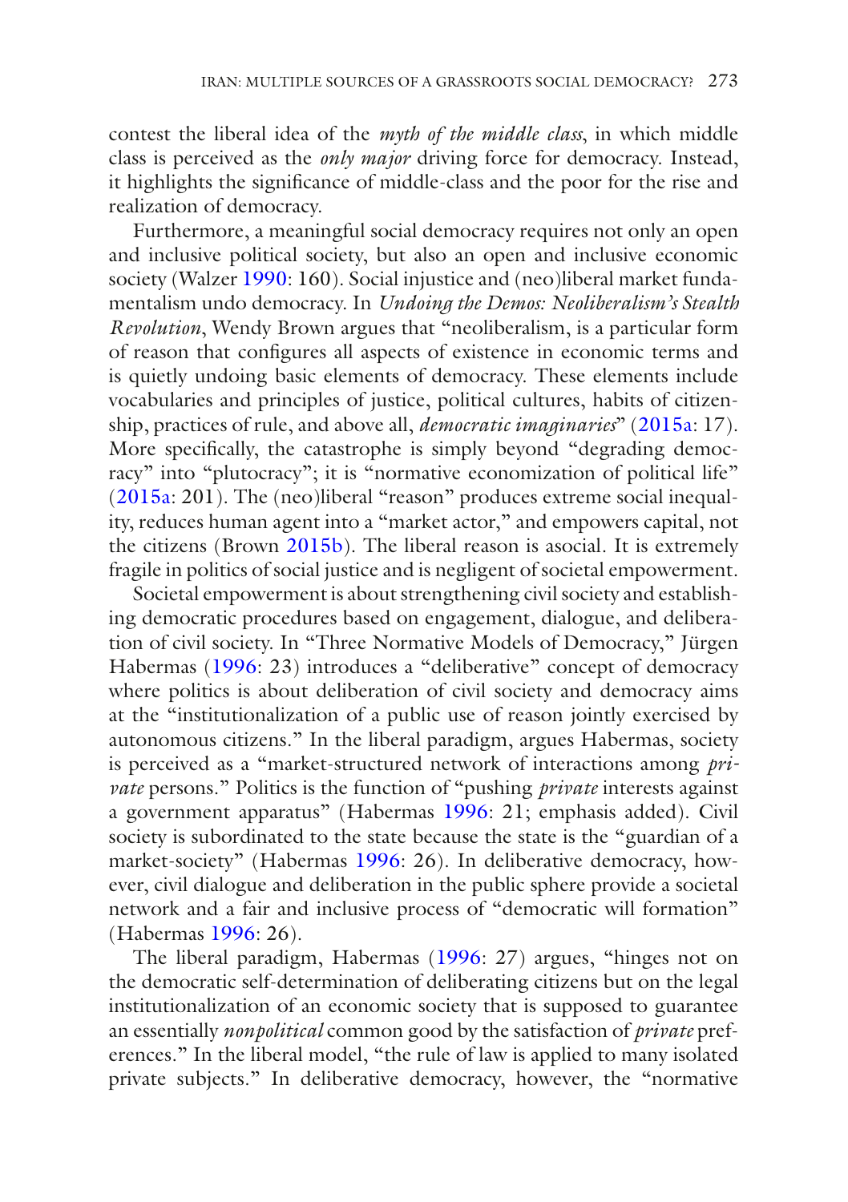contest the liberal idea of the *myth of the middle class*, in which middle class is perceived as the *only major* driving force for democracy. Instead, it highlights the significance of middle-class and the poor for the rise and realization of democracy.

Furthermore, a meaningful social democracy requires not only an open and inclusive political society, but also an open and inclusive economic society (Walzer 1990: 160). Social injustice and (neo)liberal market fundamentalism undo democracy. In *Undoing the Demos: Neoliberalism's Stealth Revolution*, Wendy Brown argues that "neoliberalism, is a particular form of reason that configures all aspects of existence in economic terms and is quietly undoing basic elements of democracy. These elements include vocabularies and principles of justice, political cultures, habits of citizenship, practices of rule, and above all, *democratic imaginaries*" (2015a: 17). More specifically, the catastrophe is simply beyond "degrading democracy" into "plutocracy"; it is "normative economization of political life" (2015a: 201). The (neo)liberal "reason" produces extreme social inequality, reduces human agent into a "market actor," and empowers capital, not the citizens (Brown 2015b). The liberal reason is asocial. It is extremely fragile in politics of social justice and is negligent of societal empowerment.

Societal empowerment is about strengthening civil society and establishing democratic procedures based on engagement, dialogue, and deliberation of civil society. In "Three Normative Models of Democracy," Jürgen Habermas (1996: 23) introduces a "deliberative" concept of democracy where politics is about deliberation of civil society and democracy aims at the "institutionalization of a public use of reason jointly exercised by autonomous citizens." In the liberal paradigm, argues Habermas, society is perceived as a "market-structured network of interactions among *private* persons." Politics is the function of "pushing *private* interests against a government apparatus" (Habermas 1996: 21; emphasis added). Civil society is subordinated to the state because the state is the "guardian of a market-society" (Habermas 1996: 26). In deliberative democracy, however, civil dialogue and deliberation in the public sphere provide a societal network and a fair and inclusive process of "democratic will formation" (Habermas 1996: 26).

The liberal paradigm, Habermas (1996: 27) argues, "hinges not on the democratic self-determination of deliberating citizens but on the legal institutionalization of an economic society that is supposed to guarantee an essentially *nonpolitical* common good by the satisfaction of *private* preferences." In the liberal model, "the rule of law is applied to many isolated private subjects." In deliberative democracy, however, the "normative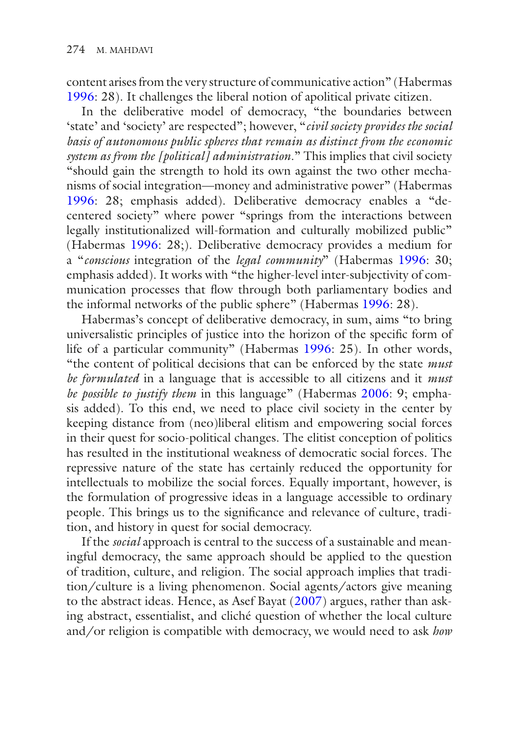content arises from the very structure of communicative action" (Habermas 1996: 28). It challenges the liberal notion of apolitical private citizen.

In the deliberative model of democracy, "the boundaries between 'state' and 'society' are respected"; however, "*civil society provides the social basis of autonomous public spheres that remain as distinct from the economic system as from the [political] administration*." This implies that civil society "should gain the strength to hold its own against the two other mechanisms of social integration—money and administrative power" (Habermas 1996: 28; emphasis added). Deliberative democracy enables a "de-centered society" where power "springs from the interactions between legally institutionalized will-formation and culturally mobilized public" (Habermas 1996: 28;). Deliberative democracy provides a medium for a "*conscious* integration of the *legal community*" (Habermas 1996: 30; emphasis added). It works with "the higher-level inter-subjectivity of communication processes that flow through both parliamentary bodies and the informal networks of the public sphere" (Habermas 1996: 28).

Habermas's concept of deliberative democracy, in sum, aims "to bring universalistic principles of justice into the horizon of the specific form of life of a particular community" (Habermas 1996: 25). In other words, "the content of political decisions that can be enforced by the state *must be formulated* in a language that is accessible to all citizens and it *must be possible to justify them* in this language" (Habermas 2006: 9; emphasis added). To this end, we need to place civil society in the center by keeping distance from (neo)liberal elitism and empowering social forces in their quest for socio-political changes. The elitist conception of politics has resulted in the institutional weakness of democratic social forces. The repressive nature of the state has certainly reduced the opportunity for intellectuals to mobilize the social forces. Equally important, however, is the formulation of progressive ideas in a language accessible to ordinary people. This brings us to the significance and relevance of culture, tradition, and history in quest for social democracy.

If the *social* approach is central to the success of a sustainable and meaningful democracy, the same approach should be applied to the question of tradition, culture, and religion. The social approach implies that tradition/culture is a living phenomenon. Social agents/actors give meaning to the abstract ideas. Hence, as Asef Bayat (2007) argues, rather than asking abstract, essentialist, and cliché question of whether the local culture and/or religion is compatible with democracy, we would need to ask *how*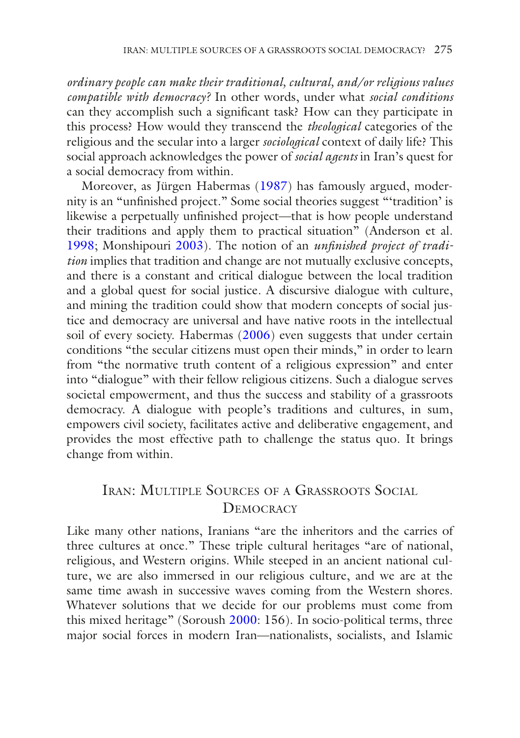*ordinary people can make their traditional, cultural, and/or religious values compatible with democracy?* In other words, under what *social conditions* can they accomplish such a significant task? How can they participate in this process? How would they transcend the *theological* categories of the religious and the secular into a larger *sociological* context of daily life? This social approach acknowledges the power of *social agents* in Iran's quest for a social democracy from within.

Moreover, as Jürgen Habermas (1987) has famously argued, modernity is an "unfinished project." Some social theories suggest "'tradition' is likewise a perpetually unfinished project—that is how people understand their traditions and apply them to practical situation" (Anderson et al. 1998; Monshipouri 2003). The notion of an *unfinished project of tradition* implies that tradition and change are not mutually exclusive concepts, and there is a constant and critical dialogue between the local tradition and a global quest for social justice. A discursive dialogue with culture, and mining the tradition could show that modern concepts of social justice and democracy are universal and have native roots in the intellectual soil of every society. Habermas (2006) even suggests that under certain conditions "the secular citizens must open their minds," in order to learn from "the normative truth content of a religious expression" and enter into "dialogue" with their fellow religious citizens. Such a dialogue serves societal empowerment, and thus the success and stability of a grassroots democracy. A dialogue with people's traditions and cultures, in sum, empowers civil society, facilitates active and deliberative engagement, and provides the most effective path to challenge the status quo. It brings change from within.

## Iran: Multiple Sources of a Grassroots Social Democracy

Like many other nations, Iranians "are the inheritors and the carries of three cultures at once." These triple cultural heritages "are of national, religious, and Western origins. While steeped in an ancient national culture, we are also immersed in our religious culture, and we are at the same time awash in successive waves coming from the Western shores. Whatever solutions that we decide for our problems must come from this mixed heritage" (Soroush 2000: 156). In socio-political terms, three major social forces in modern Iran—nationalists, socialists, and Islamic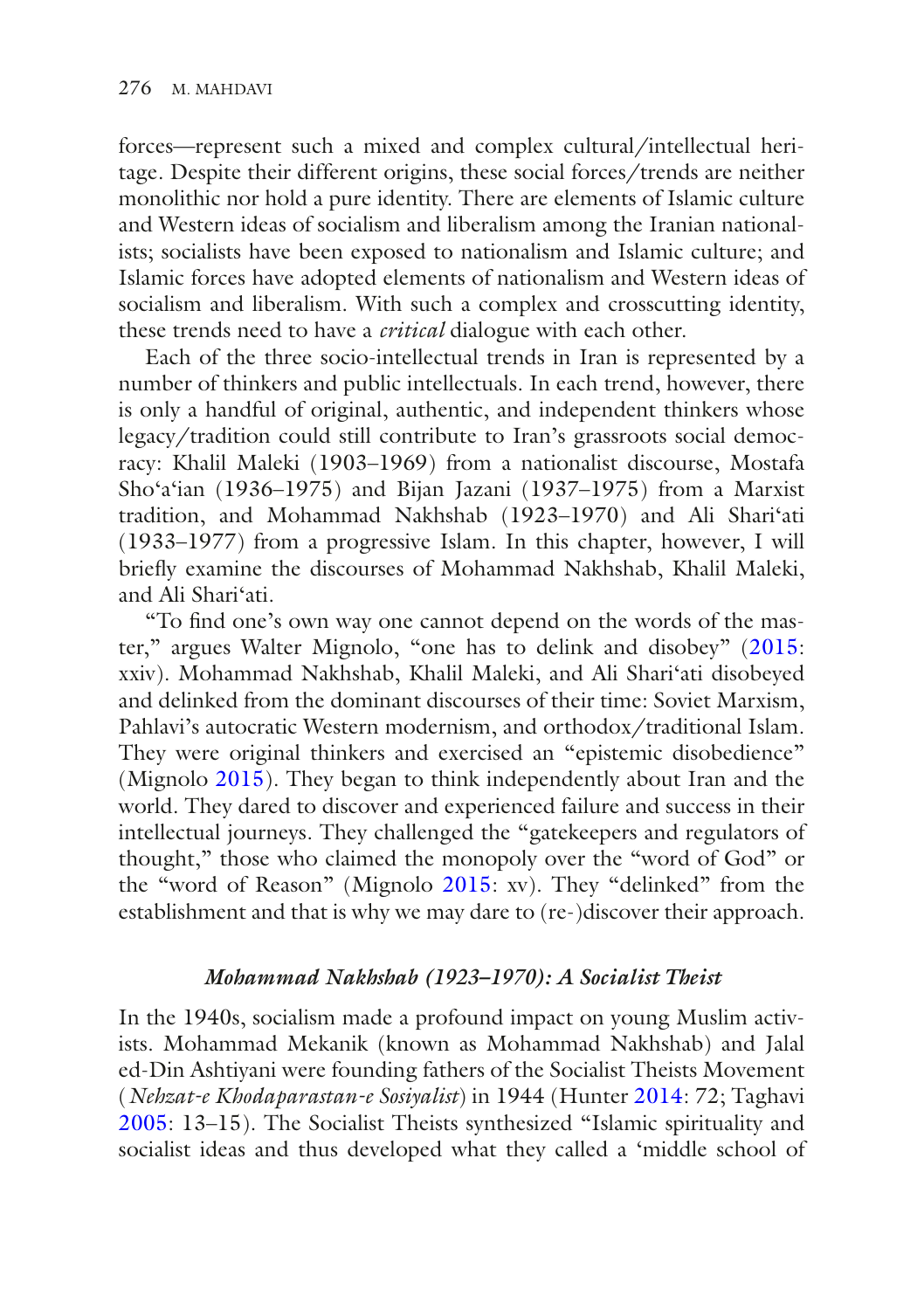forces—represent such a mixed and complex cultural/intellectual heritage. Despite their different origins, these social forces/trends are neither monolithic nor hold a pure identity. There are elements of Islamic culture and Western ideas of socialism and liberalism among the Iranian nationalists; socialists have been exposed to nationalism and Islamic culture; and Islamic forces have adopted elements of nationalism and Western ideas of socialism and liberalism. With such a complex and crosscutting identity, these trends need to have a *critical* dialogue with each other.

Each of the three socio-intellectual trends in Iran is represented by a number of thinkers and public intellectuals. In each trend, however, there is only a handful of original, authentic, and independent thinkers whose legacy/tradition could still contribute to Iran's grassroots social democracy: Khalil Maleki (1903–1969) from a nationalist discourse, Mostafa Sho'a'ian (1936–1975) and Bijan Jazani (1937–1975) from a Marxist tradition, and Mohammad Nakhshab (1923–1970) and Ali Shari'ati (1933–1977) from a progressive Islam. In this chapter, however, I will briefly examine the discourses of Mohammad Nakhshab, Khalil Maleki, and Ali Shari'ati.

"To find one's own way one cannot depend on the words of the master," argues Walter Mignolo, "one has to delink and disobey" (2015: xxiv). Mohammad Nakhshab, Khalil Maleki, and Ali Shari'ati disobeyed and delinked from the dominant discourses of their time: Soviet Marxism, Pahlavi's autocratic Western modernism, and orthodox/traditional Islam. They were original thinkers and exercised an "epistemic disobedience" (Mignolo 2015). They began to think independently about Iran and the world. They dared to discover and experienced failure and success in their intellectual journeys. They challenged the "gatekeepers and regulators of thought," those who claimed the monopoly over the "word of God" or the "word of Reason" (Mignolo 2015: xv). They "delinked" from the establishment and that is why we may dare to (re-)discover their approach.

### *Mohammad Nakhshab (1923–1970): A Socialist Theist*

In the 1940s, socialism made a profound impact on young Muslim activists. Mohammad Mekanik (known as Mohammad Nakhshab) and Jalal ed-Din Ashtiyani were founding fathers of the Socialist Theists Movement (*Nehzat-e Khodaparastan-e Sosiyalist*) in 1944 (Hunter 2014: 72; Taghavi 2005: 13–15). The Socialist Theists synthesized "Islamic spirituality and socialist ideas and thus developed what they called a 'middle school of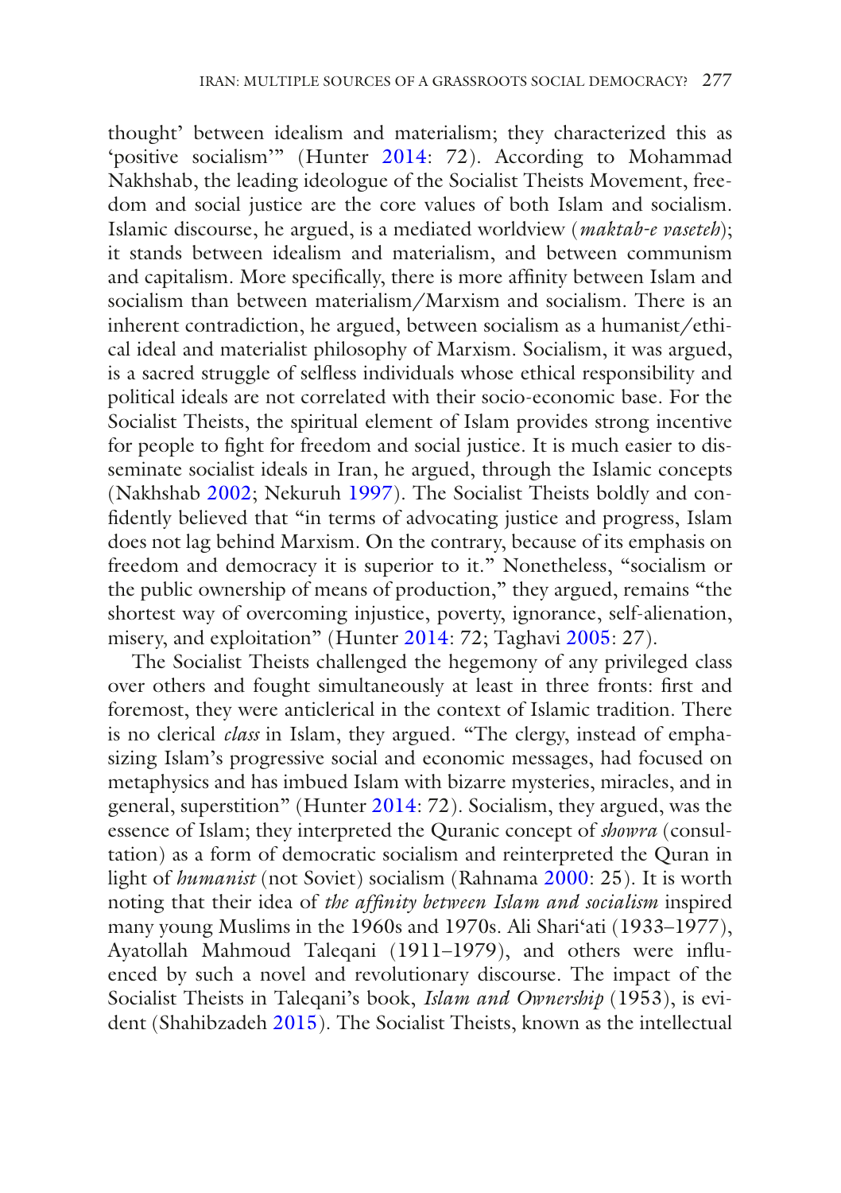thought' between idealism and materialism; they characterized this as 'positive socialism'" (Hunter 2014: 72). According to Mohammad Nakhshab, the leading ideologue of the Socialist Theists Movement, freedom and social justice are the core values of both Islam and socialism. Islamic discourse, he argued, is a mediated worldview (*maktab-e vaseteh*); it stands between idealism and materialism, and between communism and capitalism. More specifically, there is more affinity between Islam and socialism than between materialism/Marxism and socialism. There is an inherent contradiction, he argued, between socialism as a humanist/ethical ideal and materialist philosophy of Marxism. Socialism, it was argued, is a sacred struggle of selfless individuals whose ethical responsibility and political ideals are not correlated with their socio-economic base. For the Socialist Theists, the spiritual element of Islam provides strong incentive for people to fight for freedom and social justice. It is much easier to disseminate socialist ideals in Iran, he argued, through the Islamic concepts (Nakhshab 2002; Nekuruh 1997). The Socialist Theists boldly and confidently believed that "in terms of advocating justice and progress, Islam does not lag behind Marxism. On the contrary, because of its emphasis on freedom and democracy it is superior to it." Nonetheless, "socialism or the public ownership of means of production," they argued, remains "the shortest way of overcoming injustice, poverty, ignorance, self-alienation, misery, and exploitation" (Hunter 2014: 72; Taghavi 2005: 27).

The Socialist Theists challenged the hegemony of any privileged class over others and fought simultaneously at least in three fronts: first and foremost, they were anticlerical in the context of Islamic tradition. There is no clerical *class* in Islam, they argued. "The clergy, instead of emphasizing Islam's progressive social and economic messages, had focused on metaphysics and has imbued Islam with bizarre mysteries, miracles, and in general, superstition" (Hunter 2014: 72). Socialism, they argued, was the essence of Islam; they interpreted the Quranic concept of *showra* (consultation) as a form of democratic socialism and reinterpreted the Quran in light of *humanist* (not Soviet) socialism (Rahnama 2000: 25). It is worth noting that their idea of *the affinity between Islam and socialism* inspired many young Muslims in the 1960s and 1970s. Ali Shari'ati (1933–1977), Ayatollah Mahmoud Taleqani (1911–1979), and others were influenced by such a novel and revolutionary discourse. The impact of the Socialist Theists in Taleqani's book, *Islam and Ownership* (1953), is evident (Shahibzadeh 2015). The Socialist Theists, known as the intellectual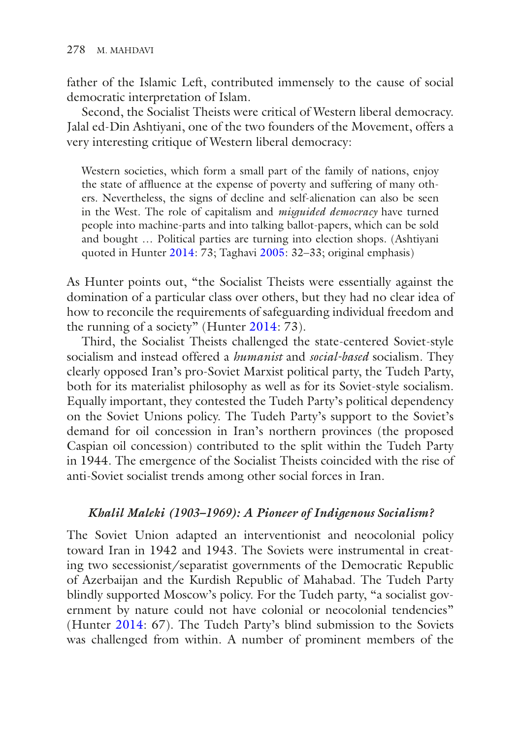father of the Islamic Left, contributed immensely to the cause of social democratic interpretation of Islam.

Second, the Socialist Theists were critical of Western liberal democracy. Jalal ed-Din Ashtiyani, one of the two founders of the Movement, offers a very interesting critique of Western liberal democracy:

> Western societies, which form a small part of the family of nations, enjoy the state of affluence at the expense of poverty and suffering of many others. Nevertheless, the signs of decline and self-alienation can also be seen in the West. The role of capitalism and *misguided democracy* have turned people into machine-parts and into talking ballot-papers, which can be sold and bought … Political parties are turning into election shops. (Ashtiyani quoted in Hunter 2014: 73; Taghavi 2005: 32–33; original emphasis)

As Hunter points out, "the Socialist Theists were essentially against the domination of a particular class over others, but they had no clear idea of how to reconcile the requirements of safeguarding individual freedom and the running of a society" (Hunter 2014: 73).

Third, the Socialist Theists challenged the state-centered Soviet-style socialism and instead offered a *humanist* and *social-based* socialism. They clearly opposed Iran's pro-Soviet Marxist political party, the Tudeh Party, both for its materialist philosophy as well as for its Soviet-style socialism. Equally important, they contested the Tudeh Party's political dependency on the Soviet Unions policy. The Tudeh Party's support to the Soviet's demand for oil concession in Iran's northern provinces (the proposed Caspian oil concession) contributed to the split within the Tudeh Party in 1944. The emergence of the Socialist Theists coincided with the rise of anti-Soviet socialist trends among other social forces in Iran.

### *Khalil Maleki (1903–1969): A Pioneer of Indigenous Socialism?*

The Soviet Union adapted an interventionist and neocolonial policy toward Iran in 1942 and 1943. The Soviets were instrumental in creating two secessionist/separatist governments of the Democratic Republic of Azerbaijan and the Kurdish Republic of Mahabad. The Tudeh Party blindly supported Moscow's policy. For the Tudeh party, "a socialist government by nature could not have colonial or neocolonial tendencies" (Hunter 2014: 67). The Tudeh Party's blind submission to the Soviets was challenged from within. A number of prominent members of the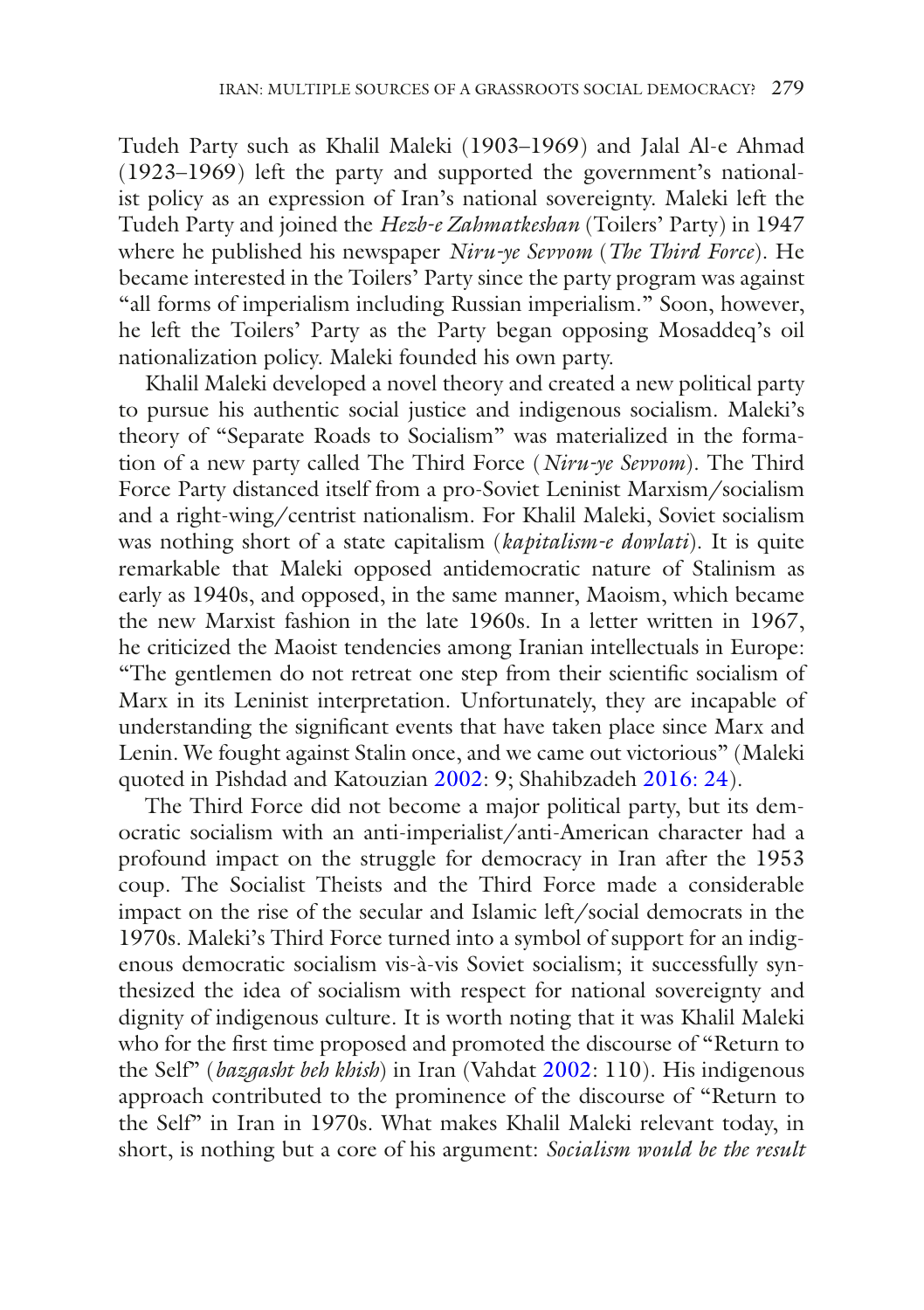Tudeh Party such as Khalil Maleki (1903–1969) and Jalal Al-e Ahmad (1923–1969) left the party and supported the government's nationalist policy as an expression of Iran's national sovereignty. Maleki left the Tudeh Party and joined the *Hezb-e Zahmatkeshan* (Toilers' Party) in 1947 where he published his newspaper *Niru-ye Sevvom* (*The Third Force*). He became interested in the Toilers' Party since the party program was against "all forms of imperialism including Russian imperialism." Soon, however, he left the Toilers' Party as the Party began opposing Mosaddeq's oil nationalization policy. Maleki founded his own party.

Khalil Maleki developed a novel theory and created a new political party to pursue his authentic social justice and indigenous socialism. Maleki's theory of "Separate Roads to Socialism" was materialized in the formation of a new party called The Third Force (*Niru-ye Sevvom*). The Third Force Party distanced itself from a pro-Soviet Leninist Marxism/socialism and a right-wing/centrist nationalism. For Khalil Maleki, Soviet socialism was nothing short of a state capitalism (*kapitalism-e dowlati*). It is quite remarkable that Maleki opposed antidemocratic nature of Stalinism as early as 1940s, and opposed, in the same manner, Maoism, which became the new Marxist fashion in the late 1960s. In a letter written in 1967, he criticized the Maoist tendencies among Iranian intellectuals in Europe: "The gentlemen do not retreat one step from their scientific socialism of Marx in its Leninist interpretation. Unfortunately, they are incapable of understanding the significant events that have taken place since Marx and Lenin. We fought against Stalin once, and we came out victorious" (Maleki quoted in Pishdad and Katouzian 2002: 9; Shahibzadeh 2016: 24).

The Third Force did not become a major political party, but its democratic socialism with an anti-imperialist/anti-American character had a profound impact on the struggle for democracy in Iran after the 1953 coup. The Socialist Theists and the Third Force made a considerable impact on the rise of the secular and Islamic left/social democrats in the 1970s. Maleki's Third Force turned into a symbol of support for an indigenous democratic socialism vis-à-vis Soviet socialism; it successfully synthesized the idea of socialism with respect for national sovereignty and dignity of indigenous culture. It is worth noting that it was Khalil Maleki who for the first time proposed and promoted the discourse of "Return to the Self" (*bazgasht beh khish*) in Iran (Vahdat 2002: 110). His indigenous approach contributed to the prominence of the discourse of "Return to the Self" in Iran in 1970s. What makes Khalil Maleki relevant today, in short, is nothing but a core of his argument: *Socialism would be the result*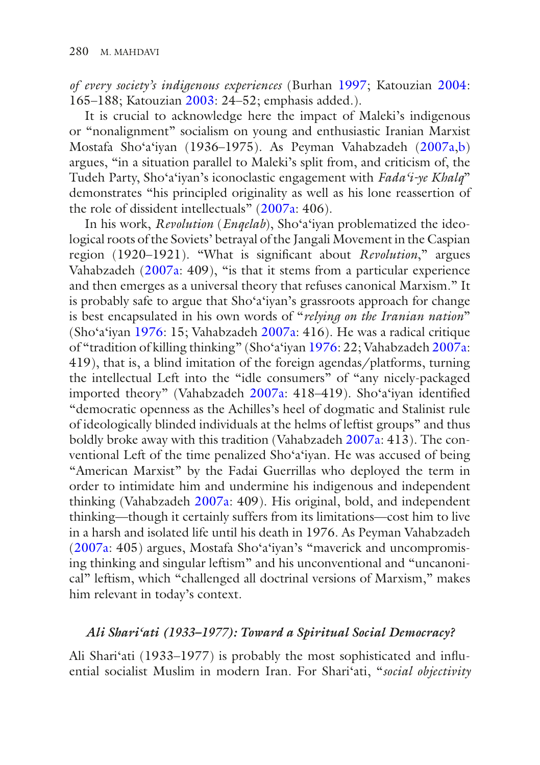*of every society's indigenous experiences* (Burhan 1997; Katouzian 2004: 165–188; Katouzian 2003: 24–52; emphasis added.).

It is crucial to acknowledge here the impact of Maleki's indigenous or "nonalignment" socialism on young and enthusiastic Iranian Marxist Mostafa Sho'a'iyan (1936–1975). As Peyman Vahabzadeh (2007a,b) argues, "in a situation parallel to Maleki's split from, and criticism of, the Tudeh Party, Sho'a'iyan's iconoclastic engagement with *Fada'i-ye Khalq*" demonstrates "his principled originality as well as his lone reassertion of the role of dissident intellectuals" (2007a: 406).

In his work, *Revolution* (*Enqelab*), Sho'a'iyan problematized the ideological roots of the Soviets' betrayal of the Jangali Movement in the Caspian region (1920–1921). "What is significant about *Revolution*," argues Vahabzadeh (2007a: 409), "is that it stems from a particular experience and then emerges as a universal theory that refuses canonical Marxism." It is probably safe to argue that Sho'a'iyan's grassroots approach for change is best encapsulated in his own words of "*relying on the Iranian nation*" (Sho'a'iyan 1976: 15; Vahabzadeh 2007a: 416). He was a radical critique of "tradition of killing thinking" (Sho'a'iyan 1976: 22; Vahabzadeh 2007a: 419), that is, a blind imitation of the foreign agendas/platforms, turning the intellectual Left into the "idle consumers" of "any nicely-packaged imported theory" (Vahabzadeh 2007a: 418–419). Sho'a'iyan identified "democratic openness as the Achilles's heel of dogmatic and Stalinist rule of ideologically blinded individuals at the helms of leftist groups" and thus boldly broke away with this tradition (Vahabzadeh 2007a: 413). The conventional Left of the time penalized Sho'a'iyan. He was accused of being "American Marxist" by the Fadai Guerrillas who deployed the term in order to intimidate him and undermine his indigenous and independent thinking (Vahabzadeh 2007a: 409). His original, bold, and independent thinking—though it certainly suffers from its limitations—cost him to live in a harsh and isolated life until his death in 1976. As Peyman Vahabzadeh (2007a: 405) argues, Mostafa Sho'a'iyan's "maverick and uncompromising thinking and singular leftism" and his unconventional and "uncanonical" leftism, which "challenged all doctrinal versions of Marxism," makes him relevant in today's context.

### *Ali Shari'ati (1933–1977): Toward a Spiritual Social Democracy?*

Ali Shari'ati (1933–1977) is probably the most sophisticated and influential socialist Muslim in modern Iran. For Shari'ati, "*social objectivity*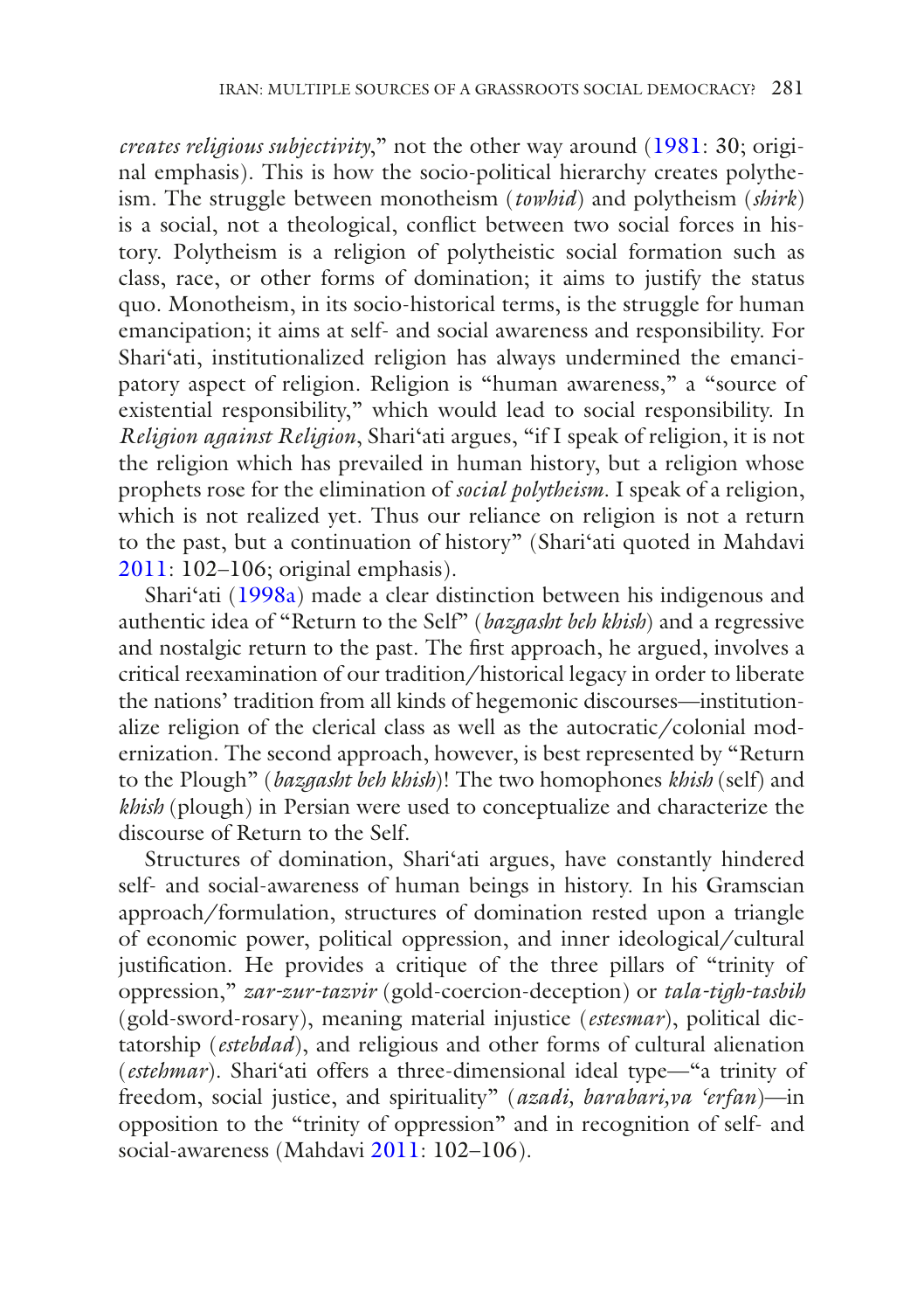*creates religious subjectivity*," not the other way around (1981: 30; original emphasis). This is how the socio-political hierarchy creates polytheism. The struggle between monotheism (*towhid*) and polytheism (*shirk*) is a social, not a theological, conflict between two social forces in history. Polytheism is a religion of polytheistic social formation such as class, race, or other forms of domination; it aims to justify the status quo. Monotheism, in its socio-historical terms, is the struggle for human emancipation; it aims at self- and social awareness and responsibility. For Shari'ati, institutionalized religion has always undermined the emancipatory aspect of religion. Religion is "human awareness," a "source of existential responsibility," which would lead to social responsibility. In *Religion against Religion*, Shari'ati argues, "if I speak of religion, it is not the religion which has prevailed in human history, but a religion whose prophets rose for the elimination of *social polytheism*. I speak of a religion, which is not realized yet. Thus our reliance on religion is not a return to the past, but a continuation of history" (Shari'ati quoted in Mahdavi 2011: 102–106; original emphasis).

Shari'ati (1998a) made a clear distinction between his indigenous and authentic idea of "Return to the Self" (*bazgasht beh khish*) and a regressive and nostalgic return to the past. The first approach, he argued, involves a critical reexamination of our tradition/historical legacy in order to liberate the nations' tradition from all kinds of hegemonic discourses—institutionalize religion of the clerical class as well as the autocratic/colonial modernization. The second approach, however, is best represented by "Return to the Plough" (*bazgasht beh khish*)! The two homophones *khish* (self) and *khish* (plough) in Persian were used to conceptualize and characterize the discourse of Return to the Self.

Structures of domination, Shari'ati argues, have constantly hindered self- and social-awareness of human beings in history. In his Gramscian approach/formulation, structures of domination rested upon a triangle of economic power, political oppression, and inner ideological/cultural justification. He provides a critique of the three pillars of "trinity of oppression," *zar-zur-tazvir* (gold-coercion-deception) or *tala-tigh-tasbih* (gold-sword-rosary), meaning material injustice (*estesmar*), political dictatorship (*estebdad*), and religious and other forms of cultural alienation (*estehmar*). Shari'ati offers a three-dimensional ideal type—"a trinity of freedom, social justice, and spirituality" (*azadi, barabari,va 'erfan*)—in opposition to the "trinity of oppression" and in recognition of self- and social-awareness (Mahdavi 2011: 102–106).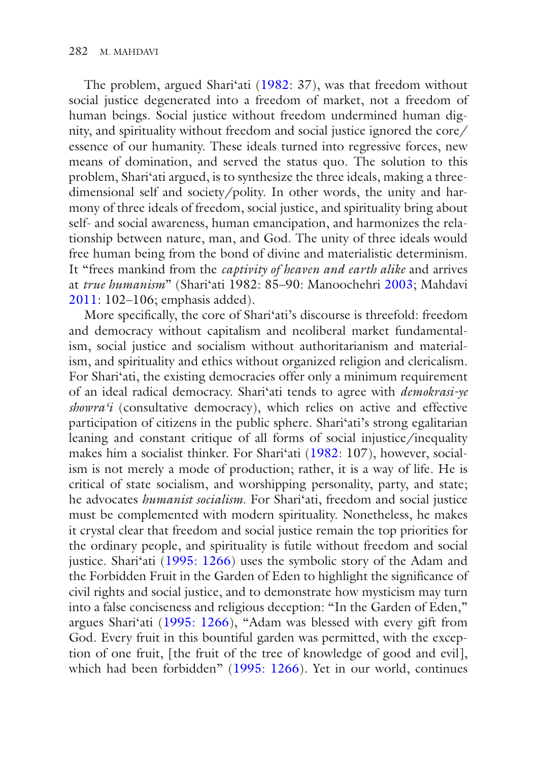The problem, argued Shari'ati (1982: 37), was that freedom without social justice degenerated into a freedom of market, not a freedom of human beings. Social justice without freedom undermined human dignity, and spirituality without freedom and social justice ignored the core/essence of our humanity. These ideals turned into regressive forces, new means of domination, and served the status quo. The solution to this problem, Shari'ati argued, is to synthesize the three ideals, making a three-dimensional self and society/polity. In other words, the unity and harmony of three ideals of freedom, social justice, and spirituality bring about self- and social awareness, human emancipation, and harmonizes the relationship between nature, man, and God. The unity of three ideals would free human being from the bond of divine and materialistic determinism. It "frees mankind from the *captivity of heaven and earth alike* and arrives at *true humanism*" (Shari'ati 1982: 85–90: Manoochehri 2003; Mahdavi 2011: 102–106; emphasis added).

More specifically, the core of Shari'ati's discourse is threefold: freedom and democracy without capitalism and neoliberal market fundamentalism, social justice and socialism without authoritarianism and materialism, and spirituality and ethics without organized religion and clericalism. For Shari'ati, the existing democracies offer only a minimum requirement of an ideal radical democracy. Shari'ati tends to agree with *demokrasi-ye showra'i* (consultative democracy), which relies on active and effective participation of citizens in the public sphere. Shari'ati's strong egalitarian leaning and constant critique of all forms of social injustice/inequality makes him a socialist thinker. For Shari'ati (1982: 107), however, socialism is not merely a mode of production; rather, it is a way of life. He is critical of state socialism, and worshipping personality, party, and state; he advocates *humanist socialism*. For Shari'ati, freedom and social justice must be complemented with modern spirituality. Nonetheless, he makes it crystal clear that freedom and social justice remain the top priorities for the ordinary people, and spirituality is futile without freedom and social justice. Shari'ati (1995: 1266) uses the symbolic story of the Adam and the Forbidden Fruit in the Garden of Eden to highlight the significance of civil rights and social justice, and to demonstrate how mysticism may turn into a false conciseness and religious deception: "In the Garden of Eden," argues Shari'ati (1995: 1266), "Adam was blessed with every gift from God. Every fruit in this bountiful garden was permitted, with the exception of one fruit, [the fruit of the tree of knowledge of good and evil], which had been forbidden" (1995: 1266). Yet in our world, continues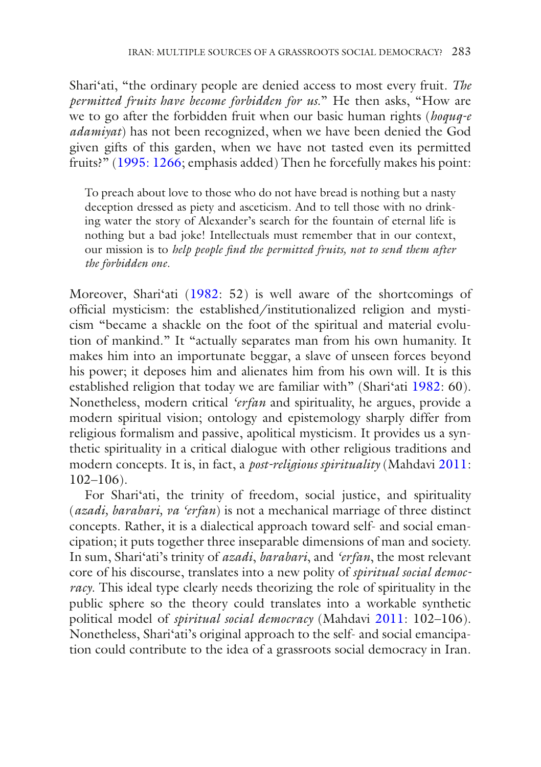Shari'ati, "the ordinary people are denied access to most every fruit. *The permitted fruits have become forbidden for us.*" He then asks, "How are we to go after the forbidden fruit when our basic human rights (*hoquq-e adamiyat*) has not been recognized, when we have been denied the God given gifts of this garden, when we have not tasted even its permitted fruits?" (1995: 1266; emphasis added) Then he forcefully makes his point:

> To preach about love to those who do not have bread is nothing but a nasty deception dressed as piety and asceticism. And to tell those with no drinking water the story of Alexander's search for the fountain of eternal life is nothing but a bad joke! Intellectuals must remember that in our context, our mission is to *help people find the permitted fruits, not to send them after the forbidden one.*

Moreover, Shari'ati (1982: 52) is well aware of the shortcomings of official mysticism: the established/institutionalized religion and mysticism "became a shackle on the foot of the spiritual and material evolution of mankind." It "actually separates man from his own humanity. It makes him into an importunate beggar, a slave of unseen forces beyond his power; it deposes him and alienates him from his own will. It is this established religion that today we are familiar with" (Shari'ati 1982: 60). Nonetheless, modern critical *'erfan* and spirituality, he argues, provide a modern spiritual vision; ontology and epistemology sharply differ from religious formalism and passive, apolitical mysticism. It provides us a synthetic spirituality in a critical dialogue with other religious traditions and modern concepts. It is, in fact, a *post-religious spirituality* (Mahdavi 2011: 102–106).

For Shari'ati, the trinity of freedom, social justice, and spirituality (*azadi, barabari, va 'erfan*) is not a mechanical marriage of three distinct concepts. Rather, it is a dialectical approach toward self- and social emancipation; it puts together three inseparable dimensions of man and society. In sum, Shari'ati's trinity of *azadi*, *barabari*, and *'erfan*, the most relevant core of his discourse, translates into a new polity of *spiritual social democracy*. This ideal type clearly needs theorizing the role of spirituality in the public sphere so the theory could translates into a workable synthetic political model of *spiritual social democracy* (Mahdavi 2011: 102–106). Nonetheless, Shari'ati's original approach to the self- and social emancipation could contribute to the idea of a grassroots social democracy in Iran.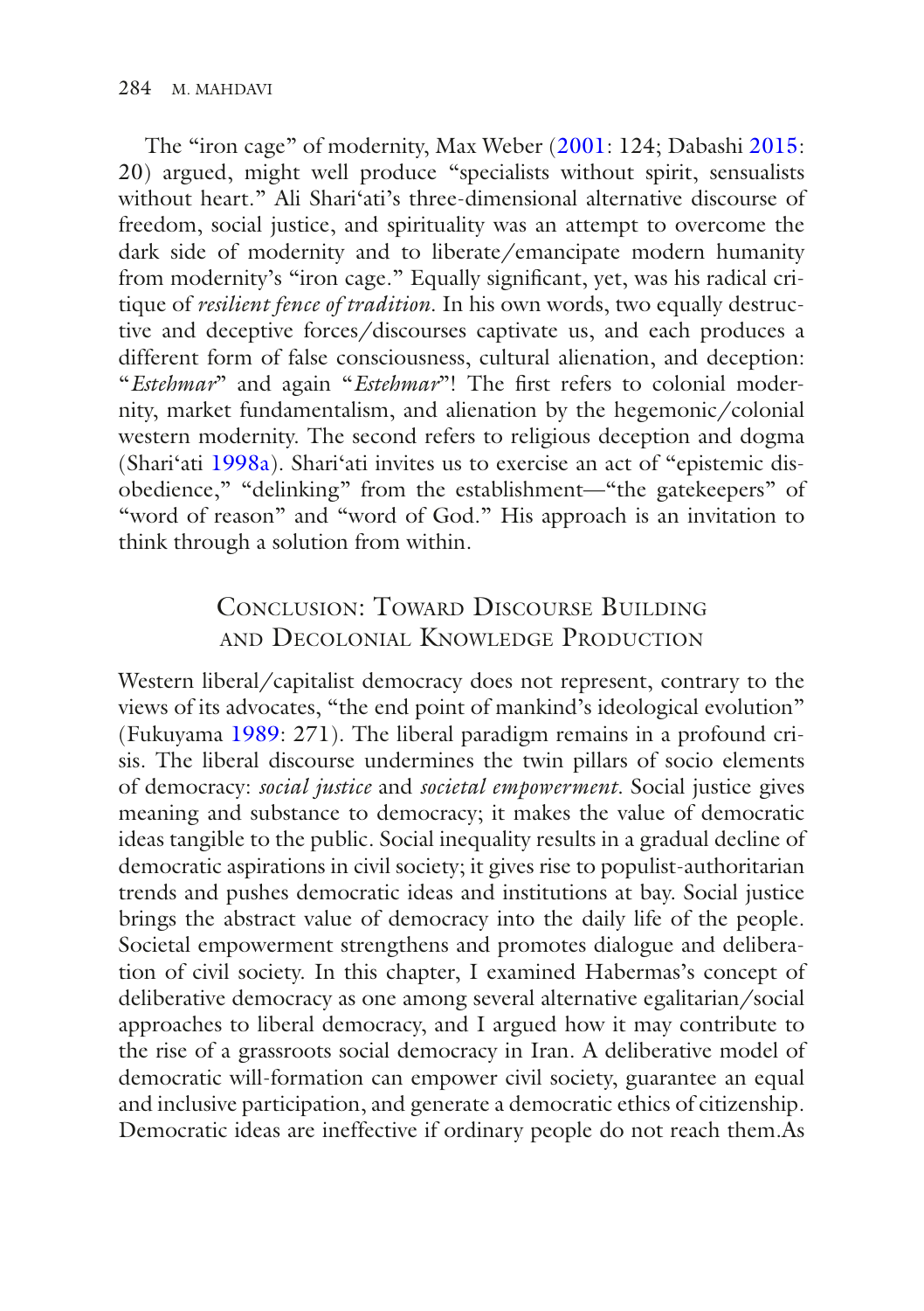The "iron cage" of modernity, Max Weber (2001: 124; Dabashi 2015: 20) argued, might well produce "specialists without spirit, sensualists without heart." Ali Shari'ati's three-dimensional alternative discourse of freedom, social justice, and spirituality was an attempt to overcome the dark side of modernity and to liberate/emancipate modern humanity from modernity's "iron cage." Equally significant, yet, was his radical critique of *resilient fence of tradition*. In his own words, two equally destructive and deceptive forces/discourses captivate us, and each produces a different form of false consciousness, cultural alienation, and deception: "*Estehmar*" and again "*Estehmar*"! The first refers to colonial modernity, market fundamentalism, and alienation by the hegemonic/colonial western modernity. The second refers to religious deception and dogma (Shari'ati 1998a). Shari'ati invites us to exercise an act of "epistemic disobedience," "delinking" from the establishment—"the gatekeepers" of "word of reason" and "word of God." His approach is an invitation to think through a solution from within.

## Conclusion: Toward Discourse Building and Decolonial Knowledge Production

Western liberal/capitalist democracy does not represent, contrary to the views of its advocates, "the end point of mankind's ideological evolution" (Fukuyama 1989: 271). The liberal paradigm remains in a profound crisis. The liberal discourse undermines the twin pillars of socio elements of democracy: *social justice* and *societal empowerment*. Social justice gives meaning and substance to democracy; it makes the value of democratic ideas tangible to the public. Social inequality results in a gradual decline of democratic aspirations in civil society; it gives rise to populist-authoritarian trends and pushes democratic ideas and institutions at bay. Social justice brings the abstract value of democracy into the daily life of the people. Societal empowerment strengthens and promotes dialogue and deliberation of civil society. In this chapter, I examined Habermas's concept of deliberative democracy as one among several alternative egalitarian/social approaches to liberal democracy, and I argued how it may contribute to the rise of a grassroots social democracy in Iran. A deliberative model of democratic will-formation can empower civil society, guarantee an equal and inclusive participation, and generate a democratic ethics of citizenship. Democratic ideas are ineffective if ordinary people do not reach them.As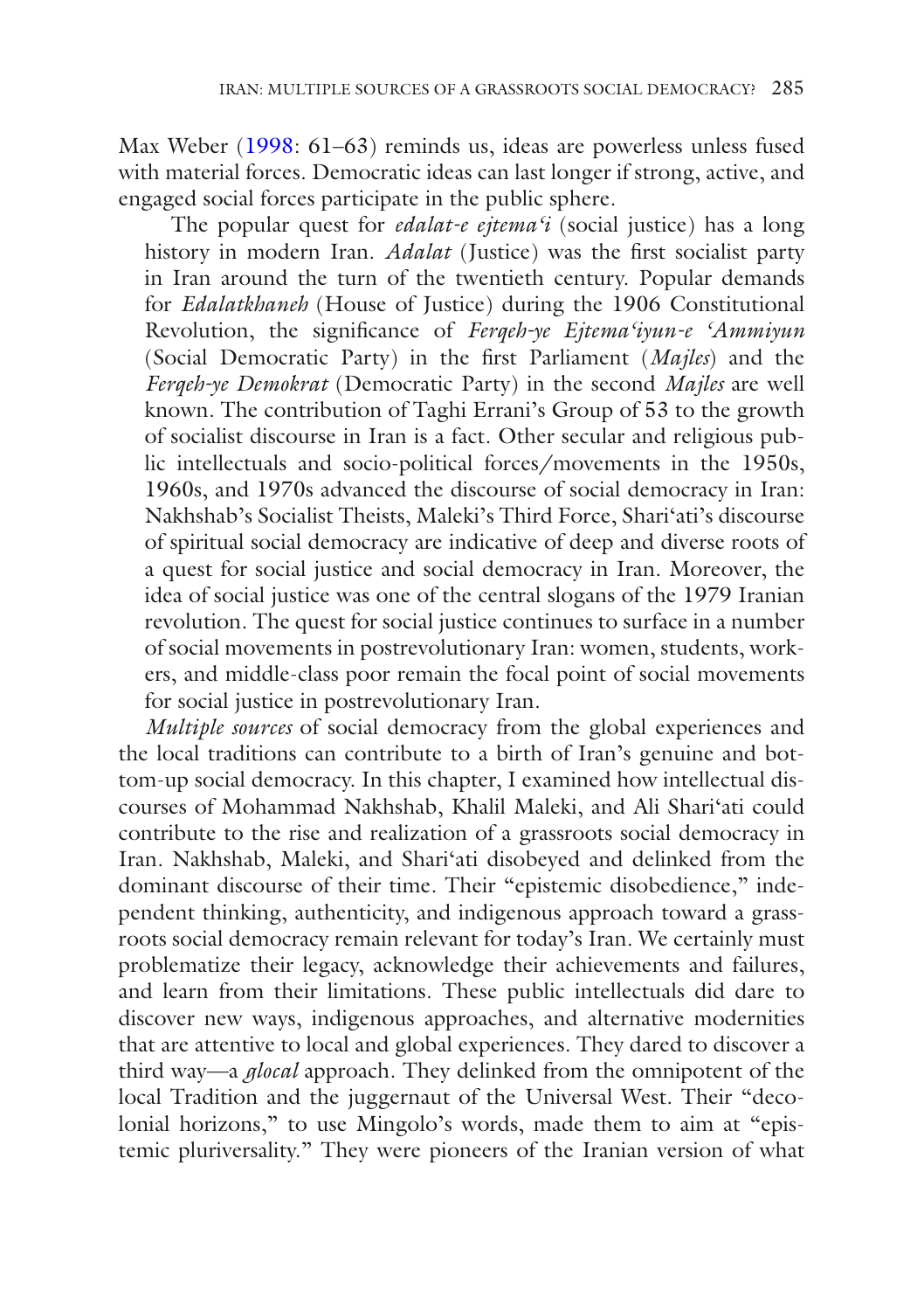Max Weber (1998: 61–63) reminds us, ideas are powerless unless fused with material forces. Democratic ideas can last longer if strong, active, and engaged social forces participate in the public sphere.

The popular quest for *edalat-e ejtema'i* (social justice) has a long history in modern Iran. *Adalat* (Justice) was the first socialist party in Iran around the turn of the twentieth century. Popular demands for *Edalatkhaneh* (House of Justice) during the 1906 Constitutional Revolution, the significance of *Ferqeh-ye Ejtema'iyun-e 'Ammiyun* (Social Democratic Party) in the first Parliament (*Majles*) and the *Ferqeh-ye Demokrat* (Democratic Party) in the second *Majles* are well known. The contribution of Taghi Errani's Group of 53 to the growth of socialist discourse in Iran is a fact. Other secular and religious public intellectuals and socio-political forces/movements in the 1950s, 1960s, and 1970s advanced the discourse of social democracy in Iran: Nakhshab's Socialist Theists, Maleki's Third Force, Shari'ati's discourse of spiritual social democracy are indicative of deep and diverse roots of a quest for social justice and social democracy in Iran. Moreover, the idea of social justice was one of the central slogans of the 1979 Iranian revolution. The quest for social justice continues to surface in a number of social movements in postrevolutionary Iran: women, students, workers, and middle-class poor remain the focal point of social movements for social justice in postrevolutionary Iran.

*Multiple sources* of social democracy from the global experiences and the local traditions can contribute to a birth of Iran's genuine and bottom-up social democracy. In this chapter, I examined how intellectual discourses of Mohammad Nakhshab, Khalil Maleki, and Ali Shari'ati could contribute to the rise and realization of a grassroots social democracy in Iran. Nakhshab, Maleki, and Shari'ati disobeyed and delinked from the dominant discourse of their time. Their "epistemic disobedience," independent thinking, authenticity, and indigenous approach toward a grassroots social democracy remain relevant for today's Iran. We certainly must problematize their legacy, acknowledge their achievements and failures, and learn from their limitations. These public intellectuals did dare to discover new ways, indigenous approaches, and alternative modernities that are attentive to local and global experiences. They dared to discover a third way—a *glocal* approach. They delinked from the omnipotent of the local Tradition and the juggernaut of the Universal West. Their "decolonial horizons," to use Mingolo's words, made them to aim at "epistemic pluriversality." They were pioneers of the Iranian version of what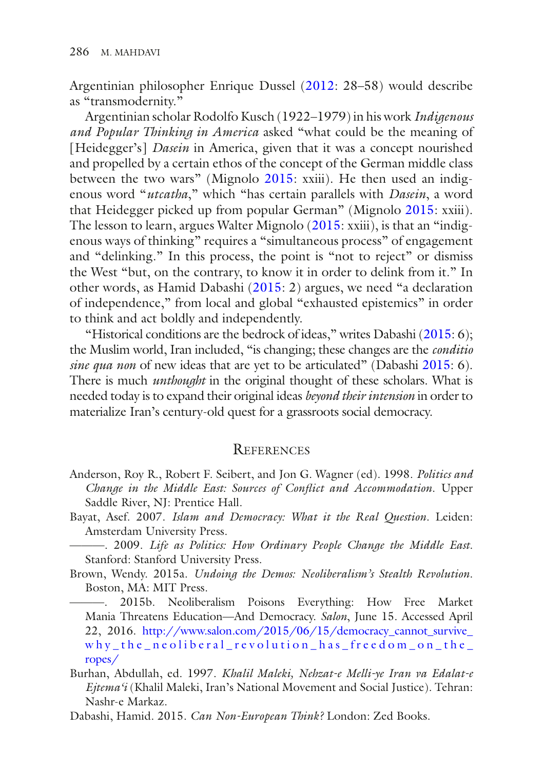Argentinian philosopher Enrique Dussel (2012: 28–58) would describe as "transmodernity."

Argentinian scholar Rodolfo Kusch (1922–1979) in his work *Indigenous and Popular Thinking in America* asked "what could be the meaning of [Heidegger's] *Dasein* in America, given that it was a concept nourished and propelled by a certain ethos of the concept of the German middle class between the two wars" (Mignolo 2015: xxiii). He then used an indigenous word "*utcatha*," which "has certain parallels with *Dasein*, a word that Heidegger picked up from popular German" (Mignolo 2015: xxiii). The lesson to learn, argues Walter Mignolo (2015: xxiii), is that an "indigenous ways of thinking" requires a "simultaneous process" of engagement and "delinking." In this process, the point is "not to reject" or dismiss the West "but, on the contrary, to know it in order to delink from it." In other words, as Hamid Dabashi (2015: 2) argues, we need "a declaration of independence," from local and global "exhausted epistemics" in order to think and act boldly and independently.

"Historical conditions are the bedrock of ideas," writes Dabashi (2015: 6); the Muslim world, Iran included, "is changing; these changes are the *conditio sine qua non* of new ideas that are yet to be articulated" (Dabashi 2015: 6). There is much *unthought* in the original thought of these scholars. What is needed today is to expand their original ideas *beyond their intension* in order to materialize Iran's century-old quest for a grassroots social democracy.

## References

Anderson, Roy R., Robert F. Seibert, and Jon G. Wagner (ed). 1998. *Politics and Change in the Middle East: Sources of Conflict and Accommodation*. Upper Saddle River, NJ: Prentice Hall.

Bayat, Asef. 2007. *Islam and Democracy: What it the Real Question*. Leiden: Amsterdam University Press.

———. 2009. *Life as Politics: How Ordinary People Change the Middle East*. Stanford: Stanford University Press.

Brown, Wendy. 2015a. *Undoing the Demos: Neoliberalism's Stealth Revolution*. Boston, MA: MIT Press.

———. 2015b. Neoliberalism Poisons Everything: How Free Market Mania Threatens Education—And Democracy. *Salon*, June 15. Accessed April 22, 2016. http://www.salon.com/2015/06/15/democracy_cannot_survive_why_the_neoliberal_revolution_has_freedom_on_the_ropes/

Burhan, Abdullah, ed. 1997. *Khalil Maleki, Nehzat-e Melli-ye Iran va Edalat-e Ejtema'i* (Khalil Maleki, Iran's National Movement and Social Justice). Tehran: Nashr-e Markaz.

Dabashi, Hamid. 2015. *Can Non-European Think?* London: Zed Books.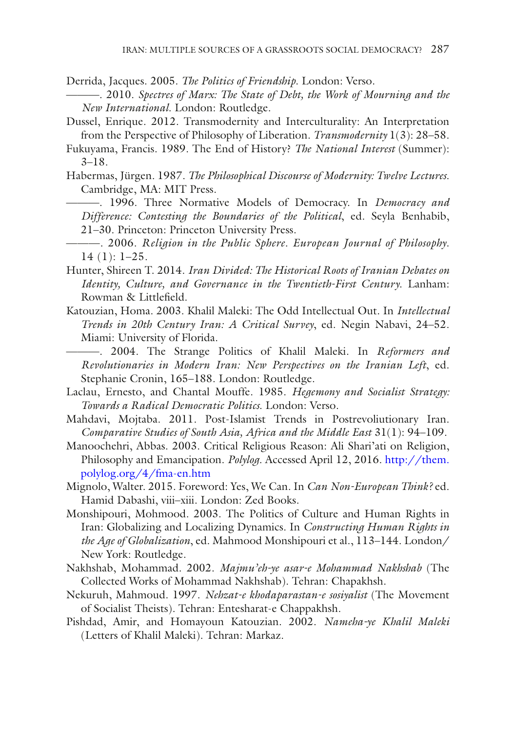Derrida, Jacques. 2005. *The Politics of Friendship*. London: Verso.

———. 2010. *Spectres of Marx: The State of Debt, the Work of Mourning and the New International*. London: Routledge.

Dussel, Enrique. 2012. Transmodernity and Interculturality: An Interpretation from the Perspective of Philosophy of Liberation. *Transmodernity* 1(3): 28–58.

Fukuyama, Francis. 1989. The End of History? *The National Interest* (Summer): 3–18.

Habermas, Jürgen. 1987. *The Philosophical Discourse of Modernity: Twelve Lectures*. Cambridge, MA: MIT Press.

———. 1996. Three Normative Models of Democracy. In *Democracy and Difference: Contesting the Boundaries of the Political*, ed. Seyla Benhabib, 21–30. Princeton: Princeton University Press.

———. 2006. *Religion in the Public Sphere*. *European Journal of Philosophy*. 14 (1): 1–25.

Hunter, Shireen T. 2014. *Iran Divided: The Historical Roots of Iranian Debates on Identity, Culture, and Governance in the Twentieth-First Century*. Lanham: Rowman & Littlefield.

Katouzian, Homa. 2003. Khalil Maleki: The Odd Intellectual Out. In *Intellectual Trends in 20th Century Iran: A Critical Survey*, ed. Negin Nabavi, 24–52. Miami: University of Florida.

———. 2004. The Strange Politics of Khalil Maleki. In *Reformers and Revolutionaries in Modern Iran: New Perspectives on the Iranian Left*, ed. Stephanie Cronin, 165–188. London: Routledge.

Laclau, Ernesto, and Chantal Mouffe. 1985. *Hegemony and Socialist Strategy: Towards a Radical Democratic Politics*. London: Verso.

Mahdavi, Mojtaba. 2011. Post-Islamist Trends in Postrevoliutionary Iran. *Comparative Studies of South Asia, Africa and the Middle East* 31(1): 94–109.

Manoochehri, Abbas. 2003. Critical Religious Reason: Ali Shari'ati on Religion, Philosophy and Emancipation. *Polylog*. Accessed April 12, 2016. http://them.polylog.org/4/fma-en.htm

Mignolo, Walter. 2015. Foreword: Yes, We Can. In *Can Non-European Think?* ed. Hamid Dabashi, viii–xiii. London: Zed Books.

Monshipouri, Mohmood. 2003. The Politics of Culture and Human Rights in Iran: Globalizing and Localizing Dynamics. In *Constructing Human Rights in the Age of Globalization*, ed. Mahmood Monshipouri et al., 113–144. London/New York: Routledge.

Nakhshab, Mohammad. 2002. *Majmu'eh-ye asar-e Mohammad Nakhshab* (The Collected Works of Mohammad Nakhshab). Tehran: Chapakhsh.

Nekuruh, Mahmoud. 1997. *Nehzat-e khodaparastan-e sosiyalist* (The Movement of Socialist Theists). Tehran: Entesharat-e Chappakhsh.

Pishdad, Amir, and Homayoun Katouzian. 2002. *Nameha-ye Khalil Maleki* (Letters of Khalil Maleki). Tehran: Markaz.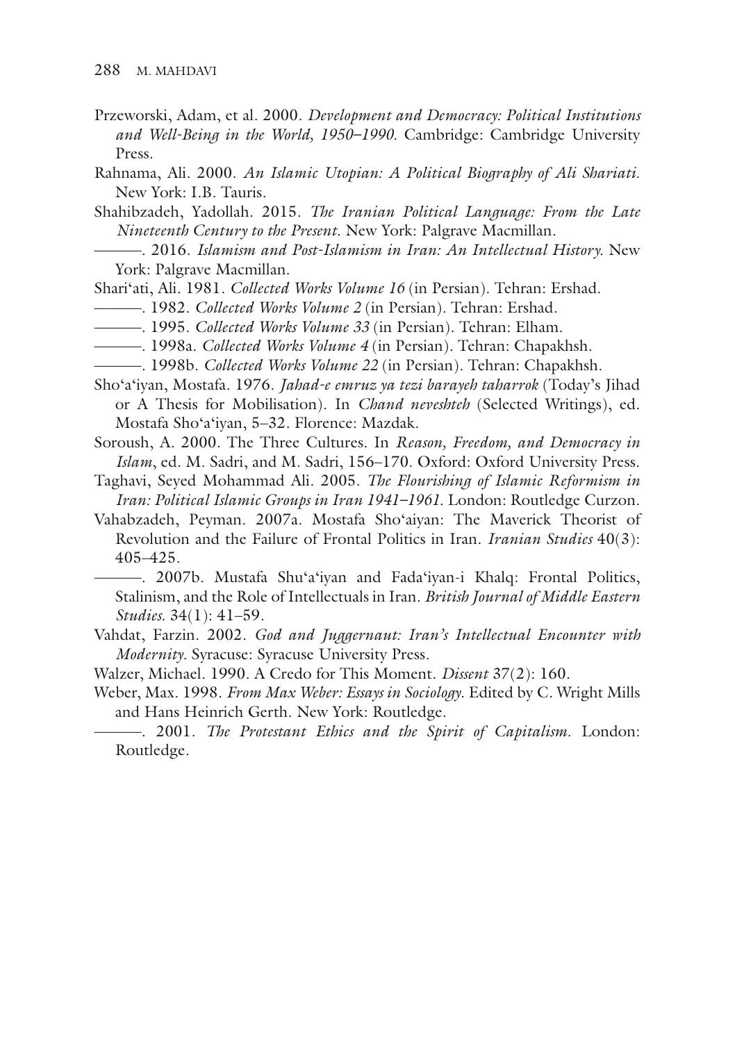Przeworski, Adam, et al. 2000. *Development and Democracy: Political Institutions and Well-Being in the World, 1950–1990*. Cambridge: Cambridge University Press.

Rahnama, Ali. 2000. *An Islamic Utopian: A Political Biography of Ali Shariati*. New York: I.B. Tauris.

Shahibzadeh, Yadollah. 2015. *The Iranian Political Language: From the Late Nineteenth Century to the Present*. New York: Palgrave Macmillan.

———. 2016. *Islamism and Post-Islamism in Iran: An Intellectual History*. New York: Palgrave Macmillan.

Shari'ati, Ali. 1981. *Collected Works Volume 16* (in Persian). Tehran: Ershad.

———. 1982. *Collected Works Volume 2* (in Persian). Tehran: Ershad.

———. 1995. *Collected Works Volume 33* (in Persian). Tehran: Elham.

———. 1998a. *Collected Works Volume 4* (in Persian). Tehran: Chapakhsh.

———. 1998b. *Collected Works Volume 22* (in Persian). Tehran: Chapakhsh.

Sho'a'iyan, Mostafa. 1976. *Jahad-e emruz ya tezi barayeh taharrok* (Today's Jihad or A Thesis for Mobilisation). In *Chand neveshteh* (Selected Writings), ed. Mostafa Sho'a'iyan, 5–32. Florence: Mazdak.

Soroush, A. 2000. The Three Cultures. In *Reason, Freedom, and Democracy in Islam*, ed. M. Sadri, and M. Sadri, 156–170. Oxford: Oxford University Press.

Taghavi, Seyed Mohammad Ali. 2005. *The Flourishing of Islamic Reformism in Iran: Political Islamic Groups in Iran 1941–1961*. London: Routledge Curzon.

Vahabzadeh, Peyman. 2007a. Mostafa Sho'aiyan: The Maverick Theorist of Revolution and the Failure of Frontal Politics in Iran. *Iranian Studies* 40(3): 405–425.

———. 2007b. Mustafa Shu'a'iyan and Fada'iyan-i Khalq: Frontal Politics, Stalinism, and the Role of Intellectuals in Iran. *British Journal of Middle Eastern Studies*. 34(1): 41–59.

Vahdat, Farzin. 2002. *God and Juggernaut: Iran's Intellectual Encounter with Modernity*. Syracuse: Syracuse University Press.

Walzer, Michael. 1990. A Credo for This Moment. *Dissent* 37(2): 160.

Weber, Max. 1998. *From Max Weber: Essays in Sociology*. Edited by C. Wright Mills and Hans Heinrich Gerth. New York: Routledge.

———. 2001. *The Protestant Ethics and the Spirit of Capitalism*. London: Routledge.